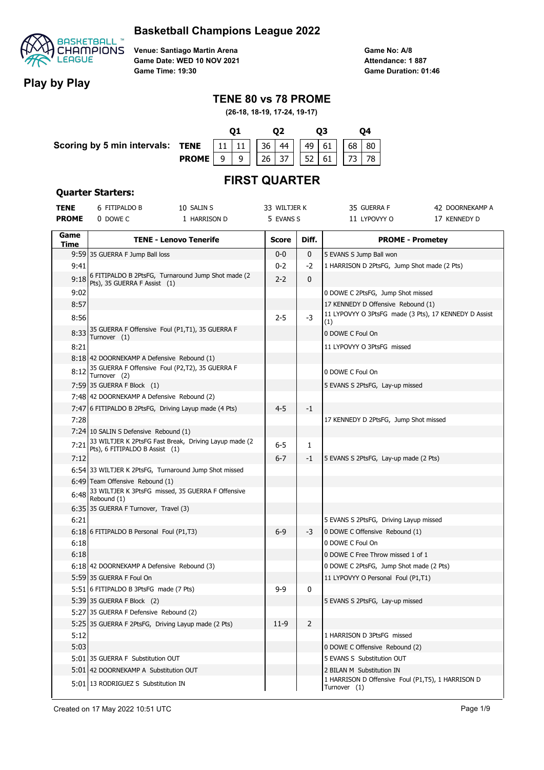# Basketball Champions League 2022

## Play by Play

Venue: Santiago Martin Arena
Game Date: WED 10 NOV 2021
Game Time: 19:30

Game No: A/8
Attendance: 1 887
Game Duration: 01:46

## TENE 80 vs 78 PROME

**(26-18, 18-19, 17-24, 19-17)**

**Scoring by 5 min intervals:**

| | Q1 | | Q2 | | Q3 | | Q4 | |
|---|---|---|---|---|---|---|---|---|
| TENE | 11 | 11 | 36 | 44 | 49 | 61 | 68 | 80 |
| PROME | 9 | 9 | 26 | 37 | 52 | 61 | 73 | 78 |

## FIRST QUARTER

### Quarter Starters:

| | | | | | |
|---|---|---|---|---|---|
| **TENE** | 6 FITIPALDO B | 10 SALIN S | 33 WILTJER K | 35 GUERRA F | 42 DOORNEKAMP A |
| **PROME** | 0 DOWE C | 1 HARRISON D | 5 EVANS S | 11 LYPOVYY O | 17 KENNEDY D |

| Game Time | TENE - Lenovo Tenerife | Score | Diff. | PROME - Prometey |
|---|---|---|---|---|
| 9:59 | 35 GUERRA F Jump Ball loss | 0-0 | 0 | 5 EVANS S Jump Ball won |
| 9:41 | | 0-2 | -2 | 1 HARRISON D 2PtsFG, Jump Shot made (2 Pts) |
| 9:18 | 6 FITIPALDO B 2PtsFG, Turnaround Jump Shot made (2 Pts), 35 GUERRA F Assist (1) | 2-2 | 0 | |
| 9:02 | | | | 0 DOWE C 2PtsFG, Jump Shot missed |
| 8:57 | | | | 17 KENNEDY D Offensive Rebound (1) |
| 8:56 | | 2-5 | -3 | 11 LYPOVYY O 3PtsFG made (3 Pts), 17 KENNEDY D Assist (1) |
| 8:33 | 35 GUERRA F Offensive Foul (P1,T1), 35 GUERRA F Turnover (1) | | | 0 DOWE C Foul On |
| 8:21 | | | | 11 LYPOVYY O 3PtsFG missed |
| 8:18 | 42 DOORNEKAMP A Defensive Rebound (1) | | | |
| 8:12 | 35 GUERRA F Offensive Foul (P2,T2), 35 GUERRA F Turnover (2) | | | 0 DOWE C Foul On |
| 7:59 | 35 GUERRA F Block (1) | | | 5 EVANS S 2PtsFG, Lay-up missed |
| 7:48 | 42 DOORNEKAMP A Defensive Rebound (2) | | | |
| 7:47 | 6 FITIPALDO B 2PtsFG, Driving Layup made (4 Pts) | 4-5 | -1 | |
| 7:28 | | | | 17 KENNEDY D 2PtsFG, Jump Shot missed |
| 7:24 | 10 SALIN S Defensive Rebound (1) | | | |
| 7:21 | 33 WILTJER K 2PtsFG Fast Break, Driving Layup made (2 Pts), 6 FITIPALDO B Assist (1) | 6-5 | 1 | |
| 7:12 | | 6-7 | -1 | 5 EVANS S 2PtsFG, Lay-up made (2 Pts) |
| 6:54 | 33 WILTJER K 2PtsFG, Turnaround Jump Shot missed | | | |
| 6:49 | Team Offensive Rebound (1) | | | |
| 6:48 | 33 WILTJER K 3PtsFG missed, 35 GUERRA F Offensive Rebound (1) | | | |
| 6:35 | 35 GUERRA F Turnover, Travel (3) | | | |
| 6:21 | | | | 5 EVANS S 2PtsFG, Driving Layup missed |
| 6:18 | 6 FITIPALDO B Personal Foul (P1,T3) | 6-9 | -3 | 0 DOWE C Offensive Rebound (1) |
| 6:18 | | | | 0 DOWE C Foul On |
| 6:18 | | | | 0 DOWE C Free Throw missed 1 of 1 |
| 6:18 | 42 DOORNEKAMP A Defensive Rebound (3) | | | 0 DOWE C 2PtsFG, Jump Shot made (2 Pts) |
| 5:59 | 35 GUERRA F Foul On | | | 11 LYPOVYY O Personal Foul (P1,T1) |
| 5:51 | 6 FITIPALDO B 3PtsFG made (7 Pts) | 9-9 | 0 | |
| 5:39 | 35 GUERRA F Block (2) | | | 5 EVANS S 2PtsFG, Lay-up missed |
| 5:27 | 35 GUERRA F Defensive Rebound (2) | | | |
| 5:25 | 35 GUERRA F 2PtsFG, Driving Layup made (2 Pts) | 11-9 | 2 | |
| 5:12 | | | | 1 HARRISON D 3PtsFG missed |
| 5:03 | | | | 0 DOWE C Offensive Rebound (2) |
| 5:01 | 35 GUERRA F Substitution OUT | | | 5 EVANS S Substitution OUT |
| 5:01 | 42 DOORNEKAMP A Substitution OUT | | | 2 BILAN M Substitution IN |
| 5:01 | 13 RODRIGUEZ S Substitution IN | | | 1 HARRISON D Offensive Foul (P1,T5), 1 HARRISON D Turnover (1) |

Created on 17 May 2022 10:51 UTC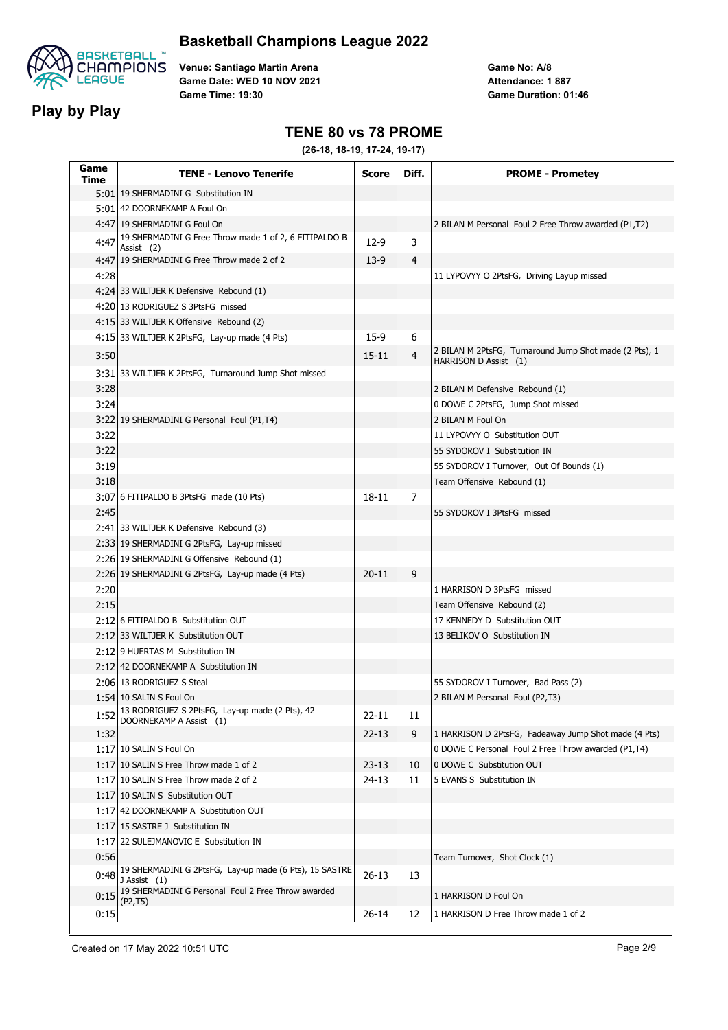# Basketball Champions League 2022

## Play by Play

Venue: Santiago Martin Arena
Game Date: WED 10 NOV 2021
Game Time: 19:30

Game No: A/8
Attendance: 1 887
Game Duration: 01:46

## TENE 80 vs 78 PROME

**(26-18, 18-19, 17-24, 19-17)**

| Game Time | TENE - Lenovo Tenerife | Score | Diff. | PROME - Prometey |
|---|---|---|---|---|
| 5:01 | 19 SHERMADINI G Substitution IN | | | |
| 5:01 | 42 DOORNEKAMP A Foul On | | | |
| 4:47 | 19 SHERMADINI G Foul On | | | 2 BILAN M Personal Foul 2 Free Throw awarded (P1,T2) |
| 4:47 | 19 SHERMADINI G Free Throw made 1 of 2, 6 FITIPALDO B Assist (2) | 12-9 | 3 | |
| 4:47 | 19 SHERMADINI G Free Throw made 2 of 2 | 13-9 | 4 | |
| 4:28 | | | | 11 LYPOVYY O 2PtsFG, Driving Layup missed |
| 4:24 | 33 WILTJER K Defensive Rebound (1) | | | |
| 4:20 | 13 RODRIGUEZ S 3PtsFG missed | | | |
| 4:15 | 33 WILTJER K Offensive Rebound (2) | | | |
| 4:15 | 33 WILTJER K 2PtsFG, Lay-up made (4 Pts) | 15-9 | 6 | |
| 3:50 | | 15-11 | 4 | 2 BILAN M 2PtsFG, Turnaround Jump Shot made (2 Pts), 1 HARRISON D Assist (1) |
| 3:31 | 33 WILTJER K 2PtsFG, Turnaround Jump Shot missed | | | |
| 3:28 | | | | 2 BILAN M Defensive Rebound (1) |
| 3:24 | | | | 0 DOWE C 2PtsFG, Jump Shot missed |
| 3:22 | 19 SHERMADINI G Personal Foul (P1,T4) | | | 2 BILAN M Foul On |
| 3:22 | | | | 11 LYPOVYY O Substitution OUT |
| 3:22 | | | | 55 SYDOROV I Substitution IN |
| 3:19 | | | | 55 SYDOROV I Turnover, Out Of Bounds (1) |
| 3:18 | | | | Team Offensive Rebound (1) |
| 3:07 | 6 FITIPALDO B 3PtsFG made (10 Pts) | 18-11 | 7 | |
| 2:45 | | | | 55 SYDOROV I 3PtsFG missed |
| 2:41 | 33 WILTJER K Defensive Rebound (3) | | | |
| 2:33 | 19 SHERMADINI G 2PtsFG, Lay-up missed | | | |
| 2:26 | 19 SHERMADINI G Offensive Rebound (1) | | | |
| 2:26 | 19 SHERMADINI G 2PtsFG, Lay-up made (4 Pts) | 20-11 | 9 | |
| 2:20 | | | | 1 HARRISON D 3PtsFG missed |
| 2:15 | | | | Team Offensive Rebound (2) |
| 2:12 | 6 FITIPALDO B Substitution OUT | | | 17 KENNEDY D Substitution OUT |
| 2:12 | 33 WILTJER K Substitution OUT | | | 13 BELIKOV O Substitution IN |
| 2:12 | 9 HUERTAS M Substitution IN | | | |
| 2:12 | 42 DOORNEKAMP A Substitution IN | | | |
| 2:06 | 13 RODRIGUEZ S Steal | | | 55 SYDOROV I Turnover, Bad Pass (2) |
| 1:54 | 10 SALIN S Foul On | | | 2 BILAN M Personal Foul (P2,T3) |
| 1:52 | 13 RODRIGUEZ S 2PtsFG, Lay-up made (2 Pts), 42 DOORNEKAMP A Assist (1) | 22-11 | 11 | |
| 1:32 | | 22-13 | 9 | 1 HARRISON D 2PtsFG, Fadeaway Jump Shot made (4 Pts) |
| 1:17 | 10 SALIN S Foul On | | | 0 DOWE C Personal Foul 2 Free Throw awarded (P1,T4) |
| 1:17 | 10 SALIN S Free Throw made 1 of 2 | 23-13 | 10 | 0 DOWE C Substitution OUT |
| 1:17 | 10 SALIN S Free Throw made 2 of 2 | 24-13 | 11 | 5 EVANS S Substitution IN |
| 1:17 | 10 SALIN S Substitution OUT | | | |
| 1:17 | 42 DOORNEKAMP A Substitution OUT | | | |
| 1:17 | 15 SASTRE J Substitution IN | | | |
| 1:17 | 22 SULEJMANOVIC E Substitution IN | | | |
| 0:56 | | | | Team Turnover, Shot Clock (1) |
| 0:48 | 19 SHERMADINI G 2PtsFG, Lay-up made (6 Pts), 15 SASTRE J Assist (1) | 26-13 | 13 | |
| 0:15 | 19 SHERMADINI G Personal Foul 2 Free Throw awarded (P2,T5) | | | 1 HARRISON D Foul On |
| 0:15 | | 26-14 | 12 | 1 HARRISON D Free Throw made 1 of 2 |

Created on 17 May 2022 10:51 UTC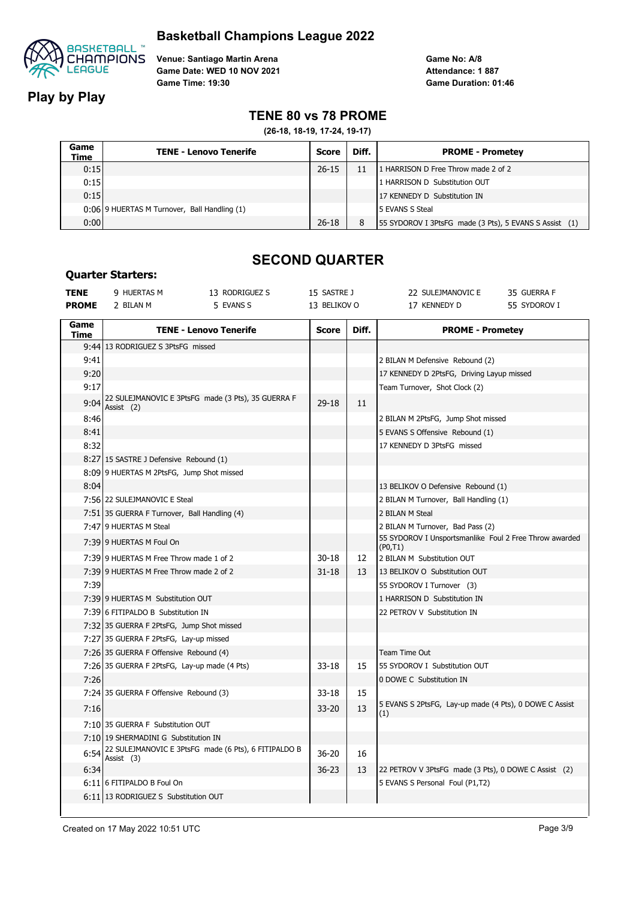# Basketball Champions League 2022

**Play by Play**

Venue: Santiago Martin Arena
Game Date: WED 10 NOV 2021
Game Time: 19:30

Game No: A/8
Attendance: 1 887
Game Duration: 01:46

## TENE 80 vs 78 PROME

**(26-18, 18-19, 17-24, 19-17)**

| Game Time | TENE - Lenovo Tenerife | Score | Diff. | PROME - Prometey |
|---|---|---|---|---|
| 0:15 | | 26-15 | 11 | 1 HARRISON D Free Throw made 2 of 2 |
| 0:15 | | | | 1 HARRISON D Substitution OUT |
| 0:15 | | | | 17 KENNEDY D Substitution IN |
| 0:06 | 9 HUERTAS M Turnover, Ball Handling (1) | | | 5 EVANS S Steal |
| 0:00 | | 26-18 | 8 | 55 SYDOROV I 3PtsFG made (3 Pts), 5 EVANS S Assist (1) |

## SECOND QUARTER

### Quarter Starters:

| | | | | | |
|---|---|---|---|---|---|
| **TENE** | 9 HUERTAS M | 13 RODRIGUEZ S | 15 SASTRE J | 22 SULEJMANOVIC E | 35 GUERRA F |
| **PROME** | 2 BILAN M | 5 EVANS S | 13 BELIKOV O | 17 KENNEDY D | 55 SYDOROV I |

| Game Time | TENE - Lenovo Tenerife | Score | Diff. | PROME - Prometey |
|---|---|---|---|---|
| 9:44 | 13 RODRIGUEZ S 3PtsFG missed | | | |
| 9:41 | | | | 2 BILAN M Defensive Rebound (2) |
| 9:20 | | | | 17 KENNEDY D 2PtsFG, Driving Layup missed |
| 9:17 | | | | Team Turnover, Shot Clock (2) |
| 9:04 | 22 SULEJMANOVIC E 3PtsFG made (3 Pts), 35 GUERRA F Assist (2) | 29-18 | 11 | |
| 8:46 | | | | 2 BILAN M 2PtsFG, Jump Shot missed |
| 8:41 | | | | 5 EVANS S Offensive Rebound (1) |
| 8:32 | | | | 17 KENNEDY D 3PtsFG missed |
| 8:27 | 15 SASTRE J Defensive Rebound (1) | | | |
| 8:09 | 9 HUERTAS M 2PtsFG, Jump Shot missed | | | |
| 8:04 | | | | 13 BELIKOV O Defensive Rebound (1) |
| 7:56 | 22 SULEJMANOVIC E Steal | | | 2 BILAN M Turnover, Ball Handling (1) |
| 7:51 | 35 GUERRA F Turnover, Ball Handling (4) | | | 2 BILAN M Steal |
| 7:47 | 9 HUERTAS M Steal | | | 2 BILAN M Turnover, Bad Pass (2) |
| 7:39 | 9 HUERTAS M Foul On | | | 55 SYDOROV I Unsportsmanlike Foul 2 Free Throw awarded (P0,T1) |
| 7:39 | 9 HUERTAS M Free Throw made 1 of 2 | 30-18 | 12 | 2 BILAN M Substitution OUT |
| 7:39 | 9 HUERTAS M Free Throw made 2 of 2 | 31-18 | 13 | 13 BELIKOV O Substitution OUT |
| 7:39 | | | | 55 SYDOROV I Turnover (3) |
| 7:39 | 9 HUERTAS M Substitution OUT | | | 1 HARRISON D Substitution IN |
| 7:39 | 6 FITIPALDO B Substitution IN | | | 22 PETROV V Substitution IN |
| 7:32 | 35 GUERRA F 2PtsFG, Jump Shot missed | | | |
| 7:27 | 35 GUERRA F 2PtsFG, Lay-up missed | | | |
| 7:26 | 35 GUERRA F Offensive Rebound (4) | | | Team Time Out |
| 7:26 | 35 GUERRA F 2PtsFG, Lay-up made (4 Pts) | 33-18 | 15 | 55 SYDOROV I Substitution OUT |
| 7:26 | | | | 0 DOWE C Substitution IN |
| 7:24 | 35 GUERRA F Offensive Rebound (3) | 33-18 | 15 | |
| 7:16 | | 33-20 | 13 | 5 EVANS S 2PtsFG, Lay-up made (4 Pts), 0 DOWE C Assist (1) |
| 7:10 | 35 GUERRA F Substitution OUT | | | |
| 7:10 | 19 SHERMADINI G Substitution IN | | | |
| 6:54 | 22 SULEJMANOVIC E 3PtsFG made (6 Pts), 6 FITIPALDO B Assist (3) | 36-20 | 16 | |
| 6:34 | | 36-23 | 13 | 22 PETROV V 3PtsFG made (3 Pts), 0 DOWE C Assist (2) |
| 6:11 | 6 FITIPALDO B Foul On | | | 5 EVANS S Personal Foul (P1,T2) |
| 6:11 | 13 RODRIGUEZ S Substitution OUT | | | |

Created on 17 May 2022 10:51 UTC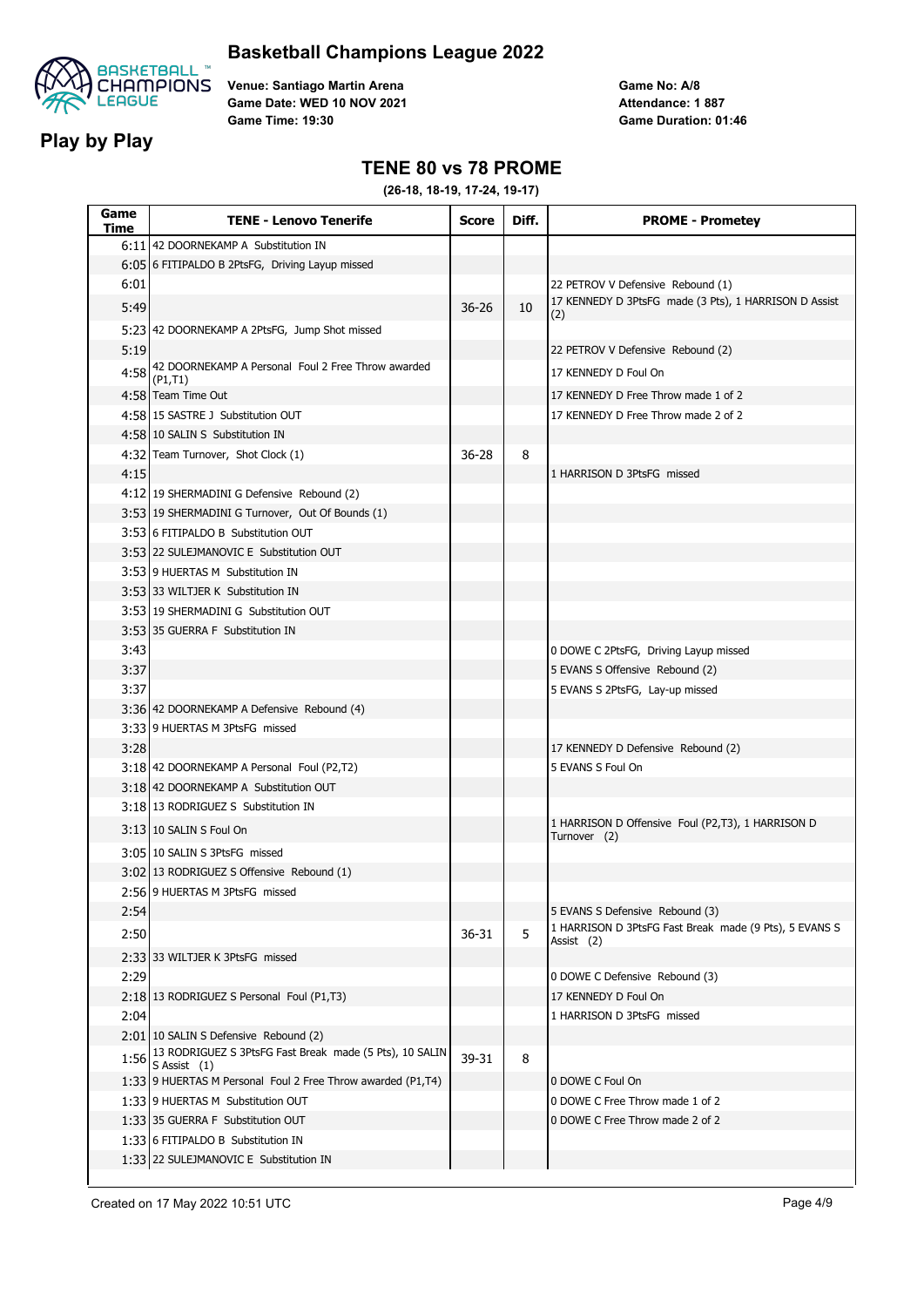# Basketball Champions League 2022

## Play by Play

**Venue: Santiago Martin Arena**
**Game Date: WED 10 NOV 2021**
**Game Time: 19:30**

**Game No: A/8**
**Attendance: 1 887**
**Game Duration: 01:46**

## TENE 80 vs 78 PROME

**(26-18, 18-19, 17-24, 19-17)**

| Game Time | TENE - Lenovo Tenerife | Score | Diff. | PROME - Prometey |
|---|---|---|---|---|
| 6:11 | 42 DOORNEKAMP A Substitution IN | | | |
| 6:05 | 6 FITIPALDO B 2PtsFG, Driving Layup missed | | | |
| 6:01 | | | | 22 PETROV V Defensive Rebound (1) |
| 5:49 | | 36-26 | 10 | 17 KENNEDY D 3PtsFG made (3 Pts), 1 HARRISON D Assist (2) |
| 5:23 | 42 DOORNEKAMP A 2PtsFG, Jump Shot missed | | | |
| 5:19 | | | | 22 PETROV V Defensive Rebound (2) |
| 4:58 | 42 DOORNEKAMP A Personal Foul 2 Free Throw awarded (P1,T1) | | | 17 KENNEDY D Foul On |
| 4:58 | Team Time Out | | | 17 KENNEDY D Free Throw made 1 of 2 |
| 4:58 | 15 SASTRE J Substitution OUT | | | 17 KENNEDY D Free Throw made 2 of 2 |
| 4:58 | 10 SALIN S Substitution IN | | | |
| 4:32 | Team Turnover, Shot Clock (1) | 36-28 | 8 | |
| 4:15 | | | | 1 HARRISON D 3PtsFG missed |
| 4:12 | 19 SHERMADINI G Defensive Rebound (2) | | | |
| 3:53 | 19 SHERMADINI G Turnover, Out Of Bounds (1) | | | |
| 3:53 | 6 FITIPALDO B Substitution OUT | | | |
| 3:53 | 22 SULEJMANOVIC E Substitution OUT | | | |
| 3:53 | 9 HUERTAS M Substitution IN | | | |
| 3:53 | 33 WILTJER K Substitution IN | | | |
| 3:53 | 19 SHERMADINI G Substitution OUT | | | |
| 3:53 | 35 GUERRA F Substitution IN | | | |
| 3:43 | | | | 0 DOWE C 2PtsFG, Driving Layup missed |
| 3:37 | | | | 5 EVANS S Offensive Rebound (2) |
| 3:37 | | | | 5 EVANS S 2PtsFG, Lay-up missed |
| 3:36 | 42 DOORNEKAMP A Defensive Rebound (4) | | | |
| 3:33 | 9 HUERTAS M 3PtsFG missed | | | |
| 3:28 | | | | 17 KENNEDY D Defensive Rebound (2) |
| 3:18 | 42 DOORNEKAMP A Personal Foul (P2,T2) | | | 5 EVANS S Foul On |
| 3:18 | 42 DOORNEKAMP A Substitution OUT | | | |
| 3:18 | 13 RODRIGUEZ S Substitution IN | | | |
| 3:13 | 10 SALIN S Foul On | | | 1 HARRISON D Offensive Foul (P2,T3), 1 HARRISON D Turnover (2) |
| 3:05 | 10 SALIN S 3PtsFG missed | | | |
| 3:02 | 13 RODRIGUEZ S Offensive Rebound (1) | | | |
| 2:56 | 9 HUERTAS M 3PtsFG missed | | | |
| 2:54 | | | | 5 EVANS S Defensive Rebound (3) |
| 2:50 | | 36-31 | 5 | 1 HARRISON D 3PtsFG Fast Break made (9 Pts), 5 EVANS S Assist (2) |
| 2:33 | 33 WILTJER K 3PtsFG missed | | | |
| 2:29 | | | | 0 DOWE C Defensive Rebound (3) |
| 2:18 | 13 RODRIGUEZ S Personal Foul (P1,T3) | | | 17 KENNEDY D Foul On |
| 2:04 | | | | 1 HARRISON D 3PtsFG missed |
| 2:01 | 10 SALIN S Defensive Rebound (2) | | | |
| 1:56 | 13 RODRIGUEZ S 3PtsFG Fast Break made (5 Pts), 10 SALIN S Assist (1) | 39-31 | 8 | |
| 1:33 | 9 HUERTAS M Personal Foul 2 Free Throw awarded (P1,T4) | | | 0 DOWE C Foul On |
| 1:33 | 9 HUERTAS M Substitution OUT | | | 0 DOWE C Free Throw made 1 of 2 |
| 1:33 | 35 GUERRA F Substitution OUT | | | 0 DOWE C Free Throw made 2 of 2 |
| 1:33 | 6 FITIPALDO B Substitution IN | | | |
| 1:33 | 22 SULEJMANOVIC E Substitution IN | | | |

Created on 17 May 2022 10:51 UTC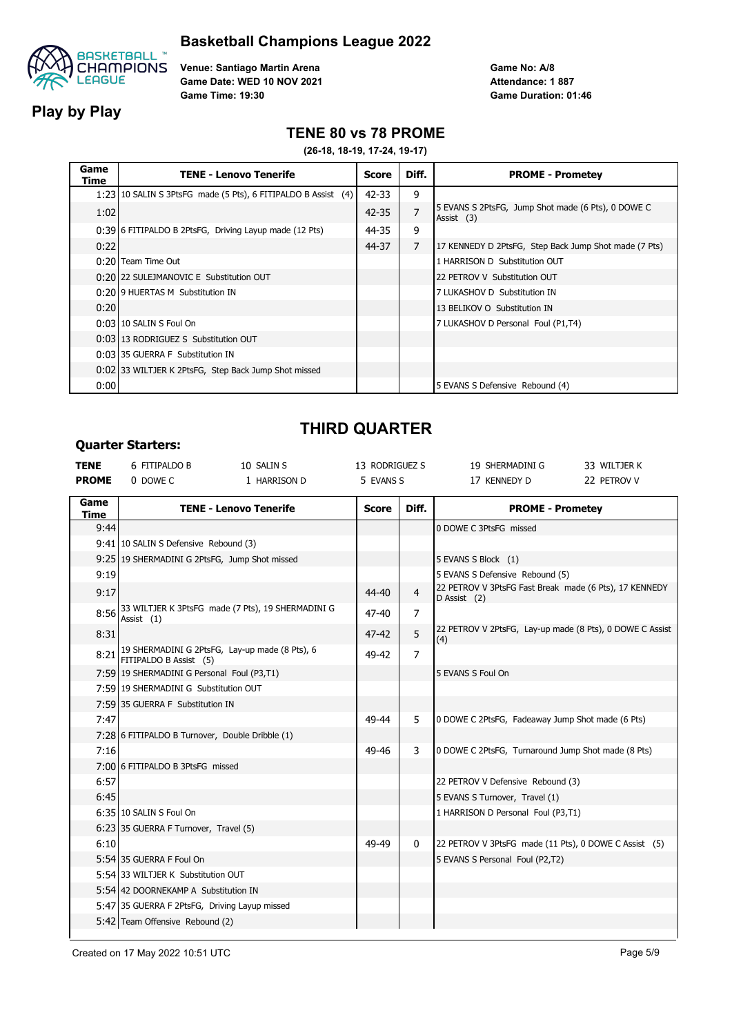# Basketball Champions League 2022

**Play by Play**

**Venue: Santiago Martin Arena**
**Game Date: WED 10 NOV 2021**
**Game Time: 19:30**

**Game No: A/8**
**Attendance: 1 887**
**Game Duration: 01:46**

## TENE 80 vs 78 PROME

**(26-18, 18-19, 17-24, 19-17)**

| Game Time | TENE - Lenovo Tenerife | Score | Diff. | PROME - Prometey |
|---|---|---|---|---|
| 1:23 | 10 SALIN S 3PtsFG made (5 Pts), 6 FITIPALDO B Assist (4) | 42-33 | 9 | |
| 1:02 | | 42-35 | 7 | 5 EVANS S 2PtsFG, Jump Shot made (6 Pts), 0 DOWE C Assist (3) |
| 0:39 | 6 FITIPALDO B 2PtsFG, Driving Layup made (12 Pts) | 44-35 | 9 | |
| 0:22 | | 44-37 | 7 | 17 KENNEDY D 2PtsFG, Step Back Jump Shot made (7 Pts) |
| 0:20 | Team Time Out | | | 1 HARRISON D Substitution OUT |
| 0:20 | 22 SULEJMANOVIC E Substitution OUT | | | 22 PETROV V Substitution OUT |
| 0:20 | 9 HUERTAS M Substitution IN | | | 7 LUKASHOV D Substitution IN |
| 0:20 | | | | 13 BELIKOV O Substitution IN |
| 0:03 | 10 SALIN S Foul On | | | 7 LUKASHOV D Personal Foul (P1,T4) |
| 0:03 | 13 RODRIGUEZ S Substitution OUT | | | |
| 0:03 | 35 GUERRA F Substitution IN | | | |
| 0:02 | 33 WILTJER K 2PtsFG, Step Back Jump Shot missed | | | |
| 0:00 | | | | 5 EVANS S Defensive Rebound (4) |

## THIRD QUARTER

### Quarter Starters:

| | | | | | |
|---|---|---|---|---|---|
| **TENE** | 6 FITIPALDO B | 10 SALIN S | 13 RODRIGUEZ S | 19 SHERMADINI G | 33 WILTJER K |
| **PROME** | 0 DOWE C | 1 HARRISON D | 5 EVANS S | 17 KENNEDY D | 22 PETROV V |

| Game Time | TENE - Lenovo Tenerife | Score | Diff. | PROME - Prometey |
|---|---|---|---|---|
| 9:44 | | | | 0 DOWE C 3PtsFG missed |
| 9:41 | 10 SALIN S Defensive Rebound (3) | | | |
| 9:25 | 19 SHERMADINI G 2PtsFG, Jump Shot missed | | | 5 EVANS S Block (1) |
| 9:19 | | | | 5 EVANS S Defensive Rebound (5) |
| 9:17 | | 44-40 | 4 | 22 PETROV V 3PtsFG Fast Break made (6 Pts), 17 KENNEDY D Assist (2) |
| 8:56 | 33 WILTJER K 3PtsFG made (7 Pts), 19 SHERMADINI G Assist (1) | 47-40 | 7 | |
| 8:31 | | 47-42 | 5 | 22 PETROV V 2PtsFG, Lay-up made (8 Pts), 0 DOWE C Assist (4) |
| 8:21 | 19 SHERMADINI G 2PtsFG, Lay-up made (8 Pts), 6 FITIPALDO B Assist (5) | 49-42 | 7 | |
| 7:59 | 19 SHERMADINI G Personal Foul (P3,T1) | | | 5 EVANS S Foul On |
| 7:59 | 19 SHERMADINI G Substitution OUT | | | |
| 7:59 | 35 GUERRA F Substitution IN | | | |
| 7:47 | | 49-44 | 5 | 0 DOWE C 2PtsFG, Fadeaway Jump Shot made (6 Pts) |
| 7:28 | 6 FITIPALDO B Turnover, Double Dribble (1) | | | |
| 7:16 | | 49-46 | 3 | 0 DOWE C 2PtsFG, Turnaround Jump Shot made (8 Pts) |
| 7:00 | 6 FITIPALDO B 3PtsFG missed | | | |
| 6:57 | | | | 22 PETROV V Defensive Rebound (3) |
| 6:45 | | | | 5 EVANS S Turnover, Travel (1) |
| 6:35 | 10 SALIN S Foul On | | | 1 HARRISON D Personal Foul (P3,T1) |
| 6:23 | 35 GUERRA F Turnover, Travel (5) | | | |
| 6:10 | | 49-49 | 0 | 22 PETROV V 3PtsFG made (11 Pts), 0 DOWE C Assist (5) |
| 5:54 | 35 GUERRA F Foul On | | | 5 EVANS S Personal Foul (P2,T2) |
| 5:54 | 33 WILTJER K Substitution OUT | | | |
| 5:54 | 42 DOORNEKAMP A Substitution IN | | | |
| 5:47 | 35 GUERRA F 2PtsFG, Driving Layup missed | | | |
| 5:42 | Team Offensive Rebound (2) | | | |

Created on 17 May 2022 10:51 UTC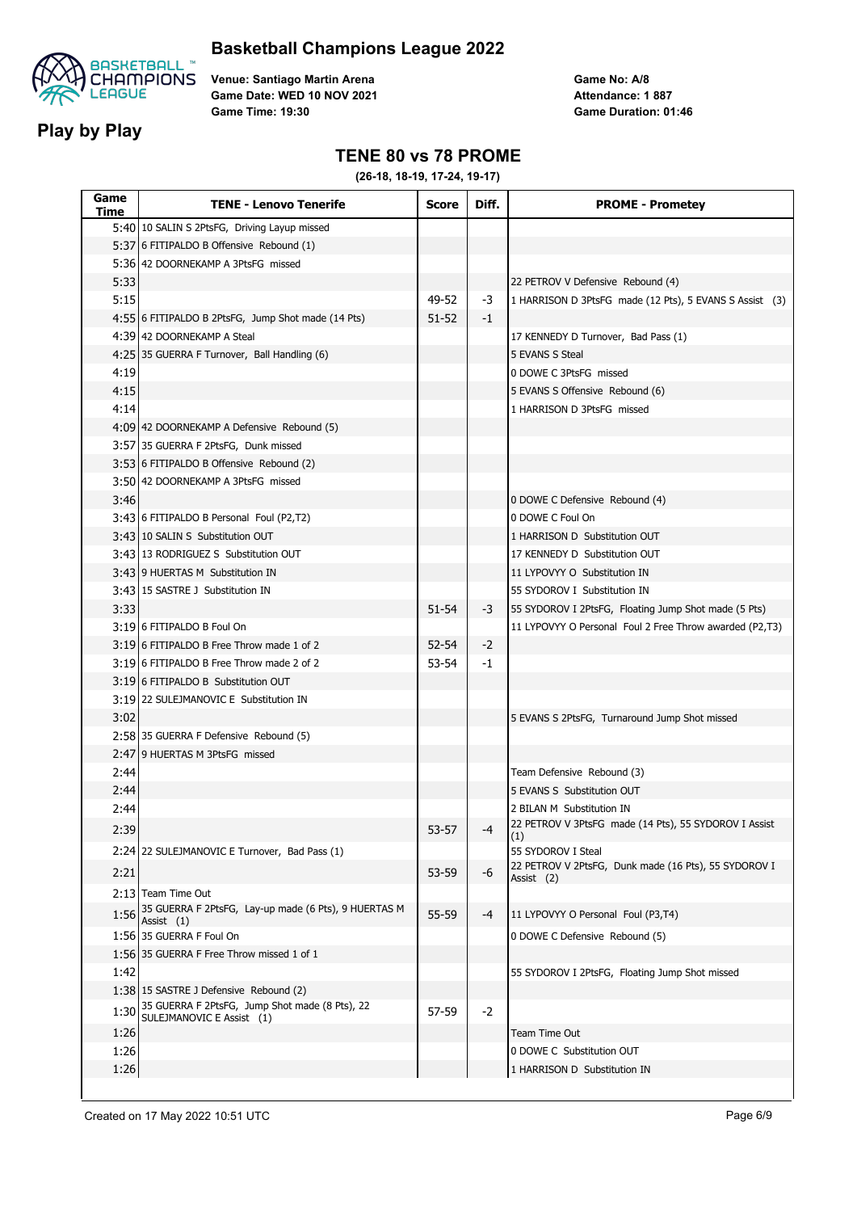# Basketball Champions League 2022

## Play by Play

Venue: Santiago Martin Arena
Game Date: WED 10 NOV 2021
Game Time: 19:30

Game No: A/8
Attendance: 1 887
Game Duration: 01:46

### TENE 80 vs 78 PROME

**(26-18, 18-19, 17-24, 19-17)**

| Game Time | TENE - Lenovo Tenerife | Score | Diff. | PROME - Prometey |
|---|---|---|---|---|
| 5:40 | 10 SALIN S 2PtsFG, Driving Layup missed | | | |
| 5:37 | 6 FITIPALDO B Offensive Rebound (1) | | | |
| 5:36 | 42 DOORNEKAMP A 3PtsFG missed | | | |
| 5:33 | | | | 22 PETROV V Defensive Rebound (4) |
| 5:15 | | 49-52 | -3 | 1 HARRISON D 3PtsFG made (12 Pts), 5 EVANS S Assist (3) |
| 4:55 | 6 FITIPALDO B 2PtsFG, Jump Shot made (14 Pts) | 51-52 | -1 | |
| 4:39 | 42 DOORNEKAMP A Steal | | | 17 KENNEDY D Turnover, Bad Pass (1) |
| 4:25 | 35 GUERRA F Turnover, Ball Handling (6) | | | 5 EVANS S Steal |
| 4:19 | | | | 0 DOWE C 3PtsFG missed |
| 4:15 | | | | 5 EVANS S Offensive Rebound (6) |
| 4:14 | | | | 1 HARRISON D 3PtsFG missed |
| 4:09 | 42 DOORNEKAMP A Defensive Rebound (5) | | | |
| 3:57 | 35 GUERRA F 2PtsFG, Dunk missed | | | |
| 3:53 | 6 FITIPALDO B Offensive Rebound (2) | | | |
| 3:50 | 42 DOORNEKAMP A 3PtsFG missed | | | |
| 3:46 | | | | 0 DOWE C Defensive Rebound (4) |
| 3:43 | 6 FITIPALDO B Personal Foul (P2,T2) | | | 0 DOWE C Foul On |
| 3:43 | 10 SALIN S Substitution OUT | | | 1 HARRISON D Substitution OUT |
| 3:43 | 13 RODRIGUEZ S Substitution OUT | | | 17 KENNEDY D Substitution OUT |
| 3:43 | 9 HUERTAS M Substitution IN | | | 11 LYPOVYY O Substitution IN |
| 3:43 | 15 SASTRE J Substitution IN | | | 55 SYDOROV I Substitution IN |
| 3:33 | | 51-54 | -3 | 55 SYDOROV I 2PtsFG, Floating Jump Shot made (5 Pts) |
| 3:19 | 6 FITIPALDO B Foul On | | | 11 LYPOVYY O Personal Foul 2 Free Throw awarded (P2,T3) |
| 3:19 | 6 FITIPALDO B Free Throw made 1 of 2 | 52-54 | -2 | |
| 3:19 | 6 FITIPALDO B Free Throw made 2 of 2 | 53-54 | -1 | |
| 3:19 | 6 FITIPALDO B Substitution OUT | | | |
| 3:19 | 22 SULEJMANOVIC E Substitution IN | | | |
| 3:02 | | | | 5 EVANS S 2PtsFG, Turnaround Jump Shot missed |
| 2:58 | 35 GUERRA F Defensive Rebound (5) | | | |
| 2:47 | 9 HUERTAS M 3PtsFG missed | | | |
| 2:44 | | | | Team Defensive Rebound (3) |
| 2:44 | | | | 5 EVANS S Substitution OUT |
| 2:44 | | | | 2 BILAN M Substitution IN |
| 2:39 | | 53-57 | -4 | 22 PETROV V 3PtsFG made (14 Pts), 55 SYDOROV I Assist (1) |
| 2:24 | 22 SULEJMANOVIC E Turnover, Bad Pass (1) | | | 55 SYDOROV I Steal |
| 2:21 | | 53-59 | -6 | 22 PETROV V 2PtsFG, Dunk made (16 Pts), 55 SYDOROV I Assist (2) |
| 2:13 | Team Time Out | | | |
| 1:56 | 35 GUERRA F 2PtsFG, Lay-up made (6 Pts), 9 HUERTAS M Assist (1) | 55-59 | -4 | 11 LYPOVYY O Personal Foul (P3,T4) |
| 1:56 | 35 GUERRA F Foul On | | | 0 DOWE C Defensive Rebound (5) |
| 1:56 | 35 GUERRA F Free Throw missed 1 of 1 | | | |
| 1:42 | | | | 55 SYDOROV I 2PtsFG, Floating Jump Shot missed |
| 1:38 | 15 SASTRE J Defensive Rebound (2) | | | |
| 1:30 | 35 GUERRA F 2PtsFG, Jump Shot made (8 Pts), 22 SULEJMANOVIC E Assist (1) | 57-59 | -2 | |
| 1:26 | | | | Team Time Out |
| 1:26 | | | | 0 DOWE C Substitution OUT |
| 1:26 | | | | 1 HARRISON D Substitution IN |

Created on 17 May 2022 10:51 UTC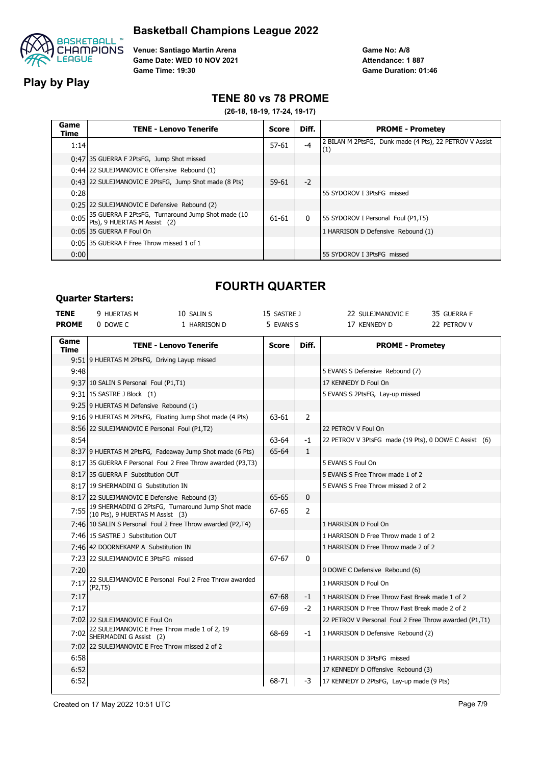# Basketball Champions League 2022

## Play by Play

**Venue: Santiago Martin Arena**
**Game Date: WED 10 NOV 2021**
**Game Time: 19:30**

**Game No: A/8**
**Attendance: 1 887**
**Game Duration: 01:46**

## TENE 80 vs 78 PROME

**(26-18, 18-19, 17-24, 19-17)**

| Game Time | TENE - Lenovo Tenerife | Score | Diff. | PROME - Prometey |
|---|---|---|---|---|
| 1:14 | | 57-61 | -4 | 2 BILAN M 2PtsFG, Dunk made (4 Pts), 22 PETROV V Assist (1) |
| 0:47 | 35 GUERRA F 2PtsFG, Jump Shot missed | | | |
| 0:44 | 22 SULEJMANOVIC E Offensive Rebound (1) | | | |
| 0:43 | 22 SULEJMANOVIC E 2PtsFG, Jump Shot made (8 Pts) | 59-61 | -2 | |
| 0:28 | | | | 55 SYDOROV I 3PtsFG missed |
| 0:25 | 22 SULEJMANOVIC E Defensive Rebound (2) | | | |
| 0:05 | 35 GUERRA F 2PtsFG, Turnaround Jump Shot made (10 Pts), 9 HUERTAS M Assist (2) | 61-61 | 0 | 55 SYDOROV I Personal Foul (P1,T5) |
| 0:05 | 35 GUERRA F Foul On | | | 1 HARRISON D Defensive Rebound (1) |
| 0:05 | 35 GUERRA F Free Throw missed 1 of 1 | | | |
| 0:00 | | | | 55 SYDOROV I 3PtsFG missed |

## FOURTH QUARTER

### Quarter Starters:

| | | | | | |
|---|---|---|---|---|---|
| **TENE** | 9 HUERTAS M | 10 SALIN S | 15 SASTRE J | 22 SULEJMANOVIC E | 35 GUERRA F |
| **PROME** | 0 DOWE C | 1 HARRISON D | 5 EVANS S | 17 KENNEDY D | 22 PETROV V |

| Game Time | TENE - Lenovo Tenerife | Score | Diff. | PROME - Prometey |
|---|---|---|---|---|
| 9:51 | 9 HUERTAS M 2PtsFG, Driving Layup missed | | | |
| 9:48 | | | | 5 EVANS S Defensive Rebound (7) |
| 9:37 | 10 SALIN S Personal Foul (P1,T1) | | | 17 KENNEDY D Foul On |
| 9:31 | 15 SASTRE J Block (1) | | | 5 EVANS S 2PtsFG, Lay-up missed |
| 9:25 | 9 HUERTAS M Defensive Rebound (1) | | | |
| 9:16 | 9 HUERTAS M 2PtsFG, Floating Jump Shot made (4 Pts) | 63-61 | 2 | |
| 8:56 | 22 SULEJMANOVIC E Personal Foul (P1,T2) | | | 22 PETROV V Foul On |
| 8:54 | | 63-64 | -1 | 22 PETROV V 3PtsFG made (19 Pts), 0 DOWE C Assist (6) |
| 8:37 | 9 HUERTAS M 2PtsFG, Fadeaway Jump Shot made (6 Pts) | 65-64 | 1 | |
| 8:17 | 35 GUERRA F Personal Foul 2 Free Throw awarded (P3,T3) | | | 5 EVANS S Foul On |
| 8:17 | 35 GUERRA F Substitution OUT | | | 5 EVANS S Free Throw made 1 of 2 |
| 8:17 | 19 SHERMADINI G Substitution IN | | | 5 EVANS S Free Throw missed 2 of 2 |
| 8:17 | 22 SULEJMANOVIC E Defensive Rebound (3) | 65-65 | 0 | |
| 7:55 | 19 SHERMADINI G 2PtsFG, Turnaround Jump Shot made (10 Pts), 9 HUERTAS M Assist (3) | 67-65 | 2 | |
| 7:46 | 10 SALIN S Personal Foul 2 Free Throw awarded (P2,T4) | | | 1 HARRISON D Foul On |
| 7:46 | 15 SASTRE J Substitution OUT | | | 1 HARRISON D Free Throw made 1 of 2 |
| 7:46 | 42 DOORNEKAMP A Substitution IN | | | 1 HARRISON D Free Throw made 2 of 2 |
| 7:23 | 22 SULEJMANOVIC E 3PtsFG missed | 67-67 | 0 | |
| 7:20 | | | | 0 DOWE C Defensive Rebound (6) |
| 7:17 | 22 SULEJMANOVIC E Personal Foul 2 Free Throw awarded (P2,T5) | | | 1 HARRISON D Foul On |
| 7:17 | | 67-68 | -1 | 1 HARRISON D Free Throw Fast Break made 1 of 2 |
| 7:17 | | 67-69 | -2 | 1 HARRISON D Free Throw Fast Break made 2 of 2 |
| 7:02 | 22 SULEJMANOVIC E Foul On | | | 22 PETROV V Personal Foul 2 Free Throw awarded (P1,T1) |
| 7:02 | 22 SULEJMANOVIC E Free Throw made 1 of 2, 19 SHERMADINI G Assist (2) | 68-69 | -1 | 1 HARRISON D Defensive Rebound (2) |
| 7:02 | 22 SULEJMANOVIC E Free Throw missed 2 of 2 | | | |
| 6:58 | | | | 1 HARRISON D 3PtsFG missed |
| 6:52 | | | | 17 KENNEDY D Offensive Rebound (3) |
| 6:52 | | 68-71 | -3 | 17 KENNEDY D 2PtsFG, Lay-up made (9 Pts) |

Created on 17 May 2022 10:51 UTC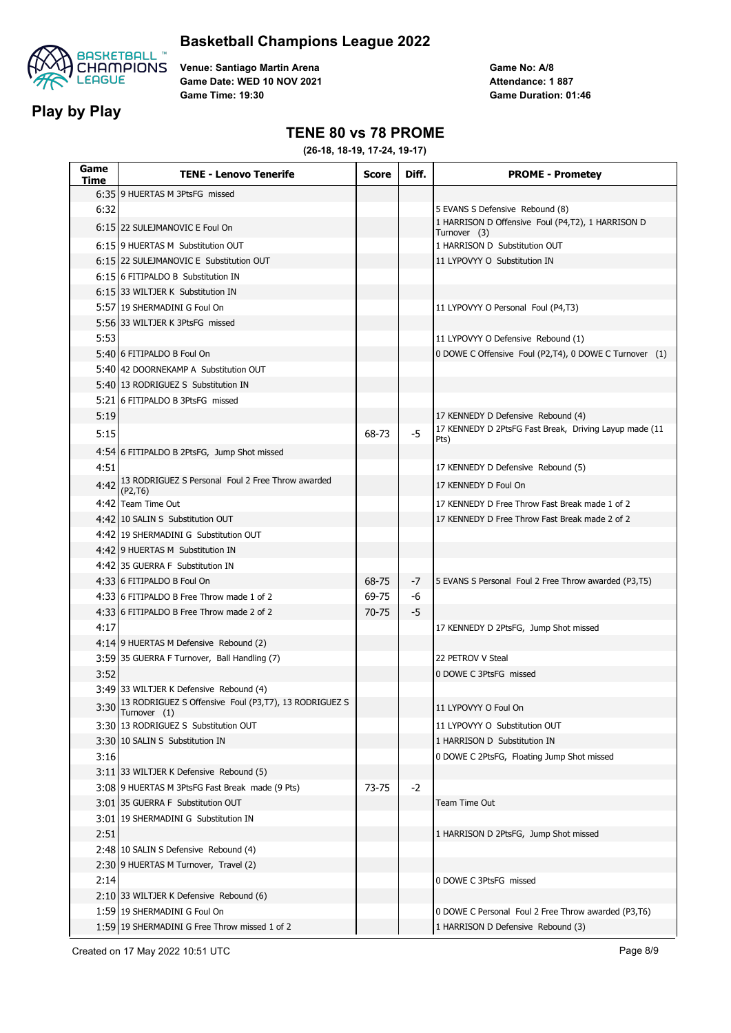# Basketball Champions League 2022

## Play by Play

Venue: Santiago Martin Arena
Game Date: WED 10 NOV 2021
Game Time: 19:30

Game No: A/8
Attendance: 1 887
Game Duration: 01:46

## TENE 80 vs 78 PROME

(26-18, 18-19, 17-24, 19-17)

| Game Time | TENE - Lenovo Tenerife | Score | Diff. | PROME - Prometey |
|---|---|---|---|---|
| 6:35 | 9 HUERTAS M 3PtsFG missed | | | |
| 6:32 | | | | 5 EVANS S Defensive Rebound (8) |
| 6:15 | 22 SULEJMANOVIC E Foul On | | | 1 HARRISON D Offensive Foul (P4,T2), 1 HARRISON D Turnover (3) |
| 6:15 | 9 HUERTAS M Substitution OUT | | | 1 HARRISON D Substitution OUT |
| 6:15 | 22 SULEJMANOVIC E Substitution OUT | | | 11 LYPOVYY O Substitution IN |
| 6:15 | 6 FITIPALDO B Substitution IN | | | |
| 6:15 | 33 WILTJER K Substitution IN | | | |
| 5:57 | 19 SHERMADINI G Foul On | | | 11 LYPOVYY O Personal Foul (P4,T3) |
| 5:56 | 33 WILTJER K 3PtsFG missed | | | |
| 5:53 | | | | 11 LYPOVYY O Defensive Rebound (1) |
| 5:40 | 6 FITIPALDO B Foul On | | | 0 DOWE C Offensive Foul (P2,T4), 0 DOWE C Turnover (1) |
| 5:40 | 42 DOORNEKAMP A Substitution OUT | | | |
| 5:40 | 13 RODRIGUEZ S Substitution IN | | | |
| 5:21 | 6 FITIPALDO B 3PtsFG missed | | | |
| 5:19 | | | | 17 KENNEDY D Defensive Rebound (4) |
| 5:15 | | 68-73 | -5 | 17 KENNEDY D 2PtsFG Fast Break, Driving Layup made (11 Pts) |
| 4:54 | 6 FITIPALDO B 2PtsFG, Jump Shot missed | | | |
| 4:51 | | | | 17 KENNEDY D Defensive Rebound (5) |
| 4:42 | 13 RODRIGUEZ S Personal Foul 2 Free Throw awarded (P2,T6) | | | 17 KENNEDY D Foul On |
| 4:42 | Team Time Out | | | 17 KENNEDY D Free Throw Fast Break made 1 of 2 |
| 4:42 | 10 SALIN S Substitution OUT | | | 17 KENNEDY D Free Throw Fast Break made 2 of 2 |
| 4:42 | 19 SHERMADINI G Substitution OUT | | | |
| 4:42 | 9 HUERTAS M Substitution IN | | | |
| 4:42 | 35 GUERRA F Substitution IN | | | |
| 4:33 | 6 FITIPALDO B Foul On | 68-75 | -7 | 5 EVANS S Personal Foul 2 Free Throw awarded (P3,T5) |
| 4:33 | 6 FITIPALDO B Free Throw made 1 of 2 | 69-75 | -6 | |
| 4:33 | 6 FITIPALDO B Free Throw made 2 of 2 | 70-75 | -5 | |
| 4:17 | | | | 17 KENNEDY D 2PtsFG, Jump Shot missed |
| 4:14 | 9 HUERTAS M Defensive Rebound (2) | | | |
| 3:59 | 35 GUERRA F Turnover, Ball Handling (7) | | | 22 PETROV V Steal |
| 3:52 | | | | 0 DOWE C 3PtsFG missed |
| 3:49 | 33 WILTJER K Defensive Rebound (4) | | | |
| 3:30 | 13 RODRIGUEZ S Offensive Foul (P3,T7), 13 RODRIGUEZ S Turnover (1) | | | 11 LYPOVYY O Foul On |
| 3:30 | 13 RODRIGUEZ S Substitution OUT | | | 11 LYPOVYY O Substitution OUT |
| 3:30 | 10 SALIN S Substitution IN | | | 1 HARRISON D Substitution IN |
| 3:16 | | | | 0 DOWE C 2PtsFG, Floating Jump Shot missed |
| 3:11 | 33 WILTJER K Defensive Rebound (5) | | | |
| 3:08 | 9 HUERTAS M 3PtsFG Fast Break made (9 Pts) | 73-75 | -2 | |
| 3:01 | 35 GUERRA F Substitution OUT | | | Team Time Out |
| 3:01 | 19 SHERMADINI G Substitution IN | | | |
| 2:51 | | | | 1 HARRISON D 2PtsFG, Jump Shot missed |
| 2:48 | 10 SALIN S Defensive Rebound (4) | | | |
| 2:30 | 9 HUERTAS M Turnover, Travel (2) | | | |
| 2:14 | | | | 0 DOWE C 3PtsFG missed |
| 2:10 | 33 WILTJER K Defensive Rebound (6) | | | |
| 1:59 | 19 SHERMADINI G Foul On | | | 0 DOWE C Personal Foul 2 Free Throw awarded (P3,T6) |
| 1:59 | 19 SHERMADINI G Free Throw missed 1 of 2 | | | 1 HARRISON D Defensive Rebound (3) |

Created on 17 May 2022 10:51 UTC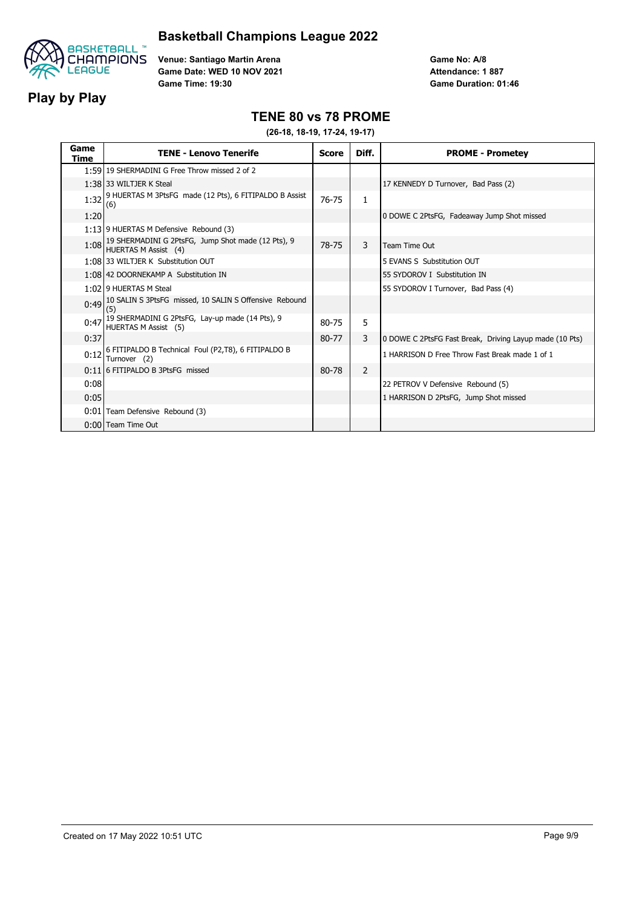# Basketball Champions League 2022

## Play by Play

**Venue: Santiago Martin Arena**
**Game Date: WED 10 NOV 2021**
**Game Time: 19:30**

**Game No: A/8**
**Attendance: 1 887**
**Game Duration: 01:46**

## TENE 80 vs 78 PROME

**(26-18, 18-19, 17-24, 19-17)**

| Game Time | TENE - Lenovo Tenerife | Score | Diff. | PROME - Prometey |
|---|---|---|---|---|
| 1:59 | 19 SHERMADINI G Free Throw missed 2 of 2 | | | |
| 1:38 | 33 WILTJER K Steal | | | 17 KENNEDY D Turnover, Bad Pass (2) |
| 1:32 | 9 HUERTAS M 3PtsFG made (12 Pts), 6 FITIPALDO B Assist (6) | 76-75 | 1 | |
| 1:20 | | | | 0 DOWE C 2PtsFG, Fadeaway Jump Shot missed |
| 1:13 | 9 HUERTAS M Defensive Rebound (3) | | | |
| 1:08 | 19 SHERMADINI G 2PtsFG, Jump Shot made (12 Pts), 9 HUERTAS M Assist (4) | 78-75 | 3 | Team Time Out |
| 1:08 | 33 WILTJER K Substitution OUT | | | 5 EVANS S Substitution OUT |
| 1:08 | 42 DOORNEKAMP A Substitution IN | | | 55 SYDOROV I Substitution IN |
| 1:02 | 9 HUERTAS M Steal | | | 55 SYDOROV I Turnover, Bad Pass (4) |
| 0:49 | 10 SALIN S 3PtsFG missed, 10 SALIN S Offensive Rebound (5) | | | |
| 0:47 | 19 SHERMADINI G 2PtsFG, Lay-up made (14 Pts), 9 HUERTAS M Assist (5) | 80-75 | 5 | |
| 0:37 | | 80-77 | 3 | 0 DOWE C 2PtsFG Fast Break, Driving Layup made (10 Pts) |
| 0:12 | 6 FITIPALDO B Technical Foul (P2,T8), 6 FITIPALDO B Turnover (2) | | | 1 HARRISON D Free Throw Fast Break made 1 of 1 |
| 0:11 | 6 FITIPALDO B 3PtsFG missed | 80-78 | 2 | |
| 0:08 | | | | 22 PETROV V Defensive Rebound (5) |
| 0:05 | | | | 1 HARRISON D 2PtsFG, Jump Shot missed |
| 0:01 | Team Defensive Rebound (3) | | | |
| 0:00 | Team Time Out | | | |

Created on 17 May 2022 10:51 UTC